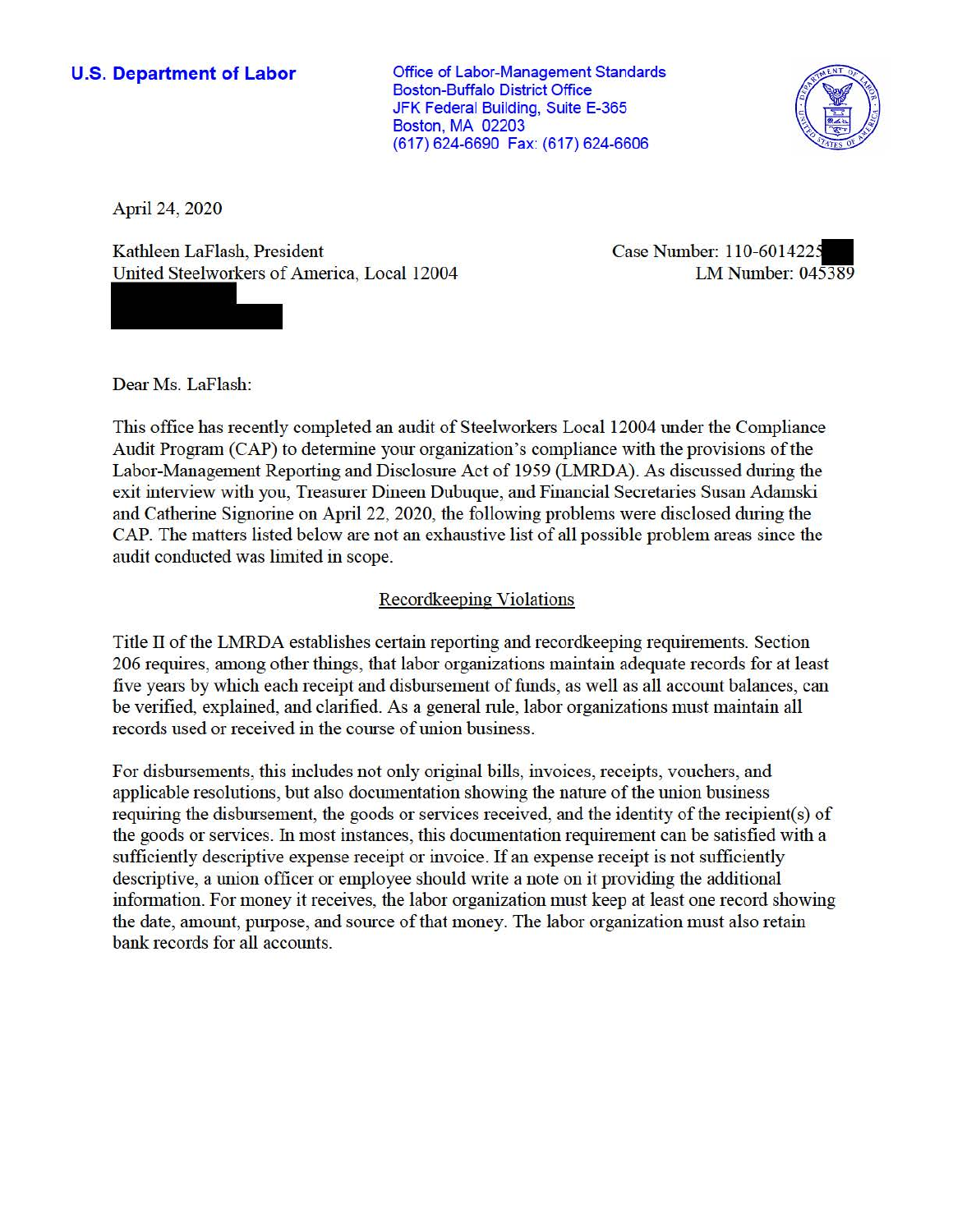**U.S. Department of Labor**

Office of Labor-Management Standards
Boston-Buffalo District Office
JFK Federal Building, Suite E-365
Boston, MA 02203
(617) 624-6690 Fax: (617) 624-6606

April 24, 2020

Kathleen LaFlash, President
United Steelworkers of America, Local 12004

Case Number: 110-6014225
LM Number: 045389

Dear Ms. LaFlash:

This office has recently completed an audit of Steelworkers Local 12004 under the Compliance Audit Program (CAP) to determine your organization's compliance with the provisions of the Labor-Management Reporting and Disclosure Act of 1959 (LMRDA). As discussed during the exit interview with you, Treasurer Dineen Dubuque, and Financial Secretaries Susan Adamski and Catherine Signorine on April 22, 2020, the following problems were disclosed during the CAP. The matters listed below are not an exhaustive list of all possible problem areas since the audit conducted was limited in scope.

## Recordkeeping Violations

Title II of the LMRDA establishes certain reporting and recordkeeping requirements. Section 206 requires, among other things, that labor organizations maintain adequate records for at least five years by which each receipt and disbursement of funds, as well as all account balances, can be verified, explained, and clarified. As a general rule, labor organizations must maintain all records used or received in the course of union business.

For disbursements, this includes not only original bills, invoices, receipts, vouchers, and applicable resolutions, but also documentation showing the nature of the union business requiring the disbursement, the goods or services received, and the identity of the recipient(s) of the goods or services. In most instances, this documentation requirement can be satisfied with a sufficiently descriptive expense receipt or invoice. If an expense receipt is not sufficiently descriptive, a union officer or employee should write a note on it providing the additional information. For money it receives, the labor organization must keep at least one record showing the date, amount, purpose, and source of that money. The labor organization must also retain bank records for all accounts.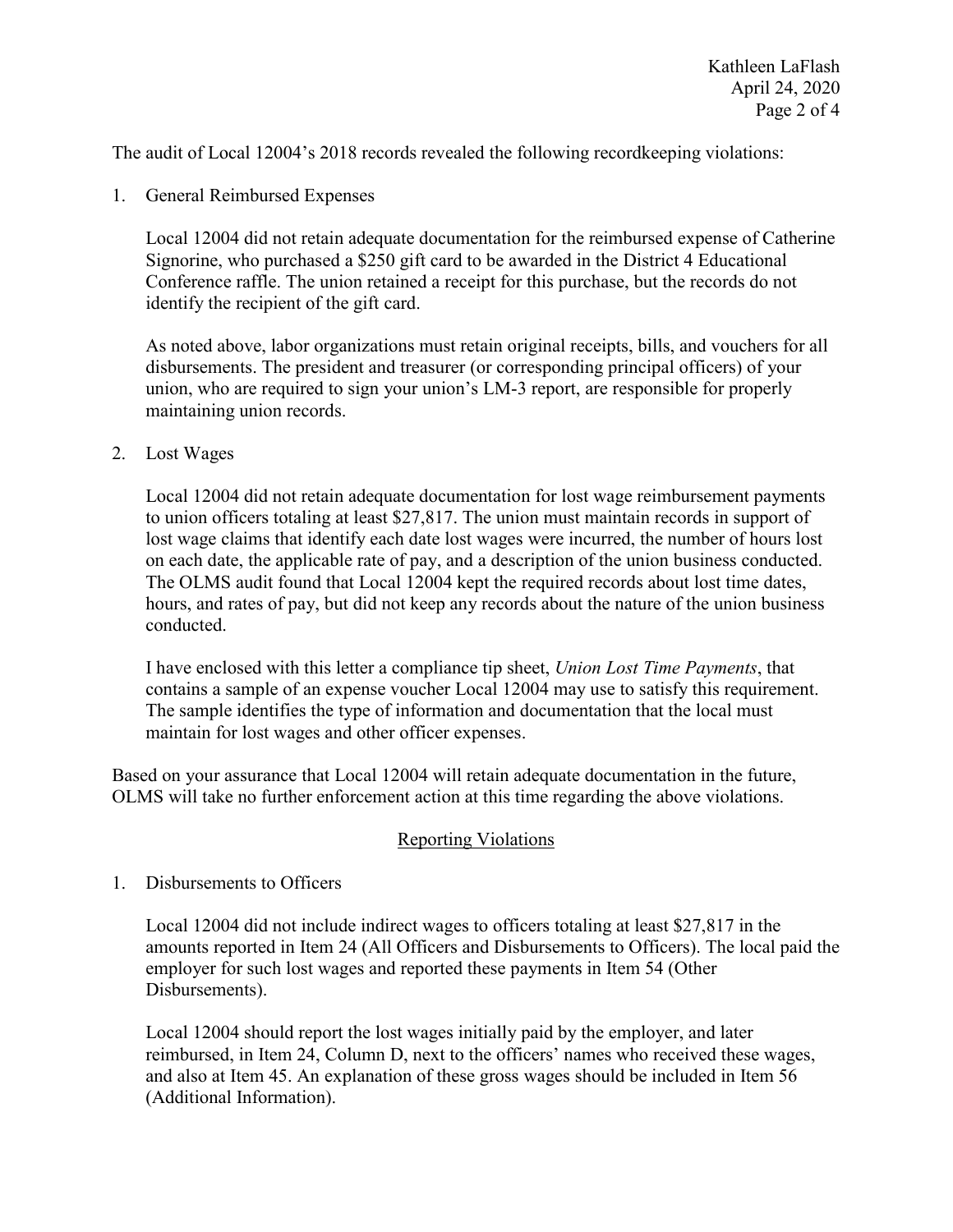The audit of Local 12004's 2018 records revealed the following recordkeeping violations:

1. General Reimbursed Expenses

   Local 12004 did not retain adequate documentation for the reimbursed expense of Catherine Signorine, who purchased a $250 gift card to be awarded in the District 4 Educational Conference raffle. The union retained a receipt for this purchase, but the records do not identify the recipient of the gift card.

   As noted above, labor organizations must retain original receipts, bills, and vouchers for all disbursements. The president and treasurer (or corresponding principal officers) of your union, who are required to sign your union's LM-3 report, are responsible for properly maintaining union records.

2. Lost Wages

   Local 12004 did not retain adequate documentation for lost wage reimbursement payments to union officers totaling at least $27,817. The union must maintain records in support of lost wage claims that identify each date lost wages were incurred, the number of hours lost on each date, the applicable rate of pay, and a description of the union business conducted. The OLMS audit found that Local 12004 kept the required records about lost time dates, hours, and rates of pay, but did not keep any records about the nature of the union business conducted.

   I have enclosed with this letter a compliance tip sheet, *Union Lost Time Payments*, that contains a sample of an expense voucher Local 12004 may use to satisfy this requirement. The sample identifies the type of information and documentation that the local must maintain for lost wages and other officer expenses.

Based on your assurance that Local 12004 will retain adequate documentation in the future, OLMS will take no further enforcement action at this time regarding the above violations.

## Reporting Violations

1. Disbursements to Officers

   Local 12004 did not include indirect wages to officers totaling at least $27,817 in the amounts reported in Item 24 (All Officers and Disbursements to Officers). The local paid the employer for such lost wages and reported these payments in Item 54 (Other Disbursements).

   Local 12004 should report the lost wages initially paid by the employer, and later reimbursed, in Item 24, Column D, next to the officers' names who received these wages, and also at Item 45. An explanation of these gross wages should be included in Item 56 (Additional Information).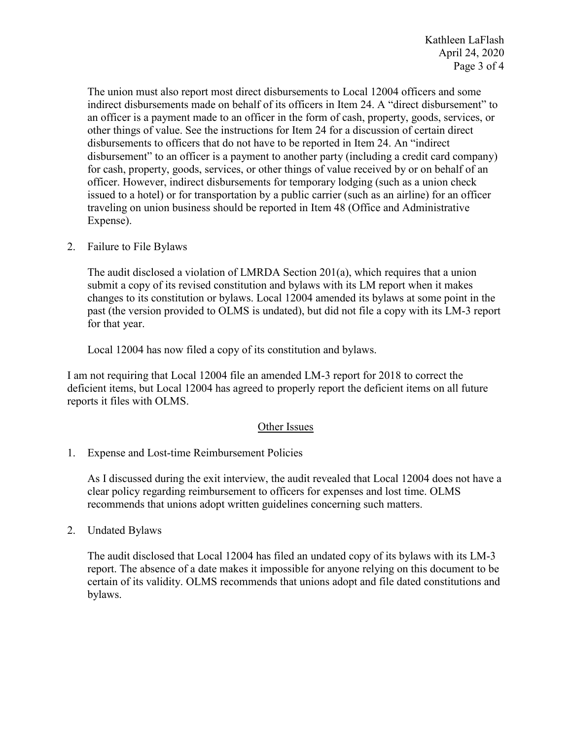The union must also report most direct disbursements to Local 12004 officers and some indirect disbursements made on behalf of its officers in Item 24. A "direct disbursement" to an officer is a payment made to an officer in the form of cash, property, goods, services, or other things of value. See the instructions for Item 24 for a discussion of certain direct disbursements to officers that do not have to be reported in Item 24. An "indirect disbursement" to an officer is a payment to another party (including a credit card company) for cash, property, goods, services, or other things of value received by or on behalf of an officer. However, indirect disbursements for temporary lodging (such as a union check issued to a hotel) or for transportation by a public carrier (such as an airline) for an officer traveling on union business should be reported in Item 48 (Office and Administrative Expense).

2. Failure to File Bylaws

   The audit disclosed a violation of LMRDA Section 201(a), which requires that a union submit a copy of its revised constitution and bylaws with its LM report when it makes changes to its constitution or bylaws. Local 12004 amended its bylaws at some point in the past (the version provided to OLMS is undated), but did not file a copy with its LM-3 report for that year.

   Local 12004 has now filed a copy of its constitution and bylaws.

I am not requiring that Local 12004 file an amended LM-3 report for 2018 to correct the deficient items, but Local 12004 has agreed to properly report the deficient items on all future reports it files with OLMS.

## Other Issues

1. Expense and Lost-time Reimbursement Policies

   As I discussed during the exit interview, the audit revealed that Local 12004 does not have a clear policy regarding reimbursement to officers for expenses and lost time. OLMS recommends that unions adopt written guidelines concerning such matters.

2. Undated Bylaws

   The audit disclosed that Local 12004 has filed an undated copy of its bylaws with its LM-3 report. The absence of a date makes it impossible for anyone relying on this document to be certain of its validity. OLMS recommends that unions adopt and file dated constitutions and bylaws.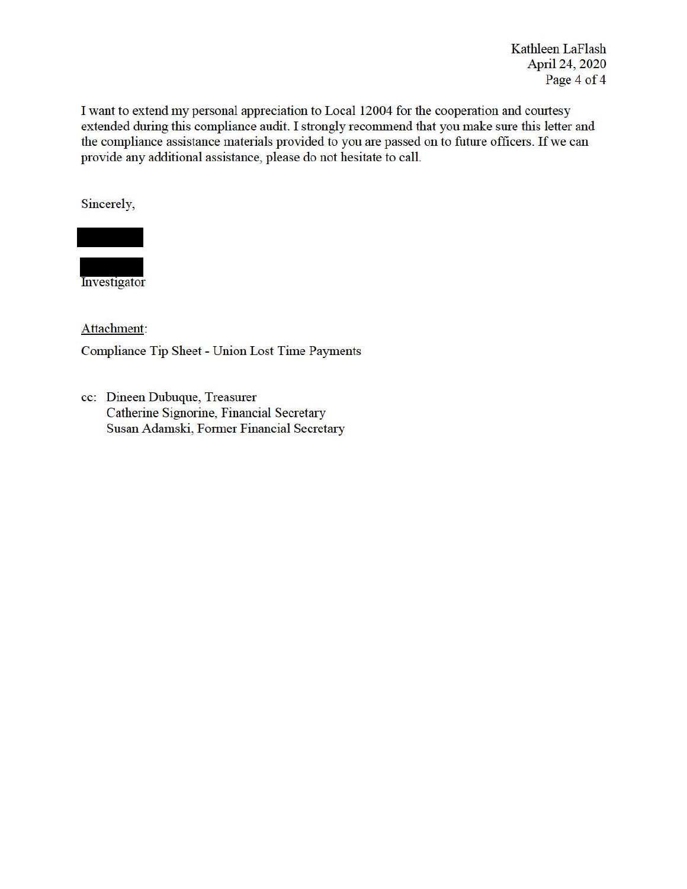I want to extend my personal appreciation to Local 12004 for the cooperation and courtesy extended during this compliance audit. I strongly recommend that you make sure this letter and the compliance assistance materials provided to you are passed on to future officers. If we can provide any additional assistance, please do not hesitate to call.

Sincerely,

Investigator

Attachment:

Compliance Tip Sheet - Union Lost Time Payments

cc: Dineen Dubuque, Treasurer
Catherine Signorine, Financial Secretary
Susan Adamski, Former Financial Secretary